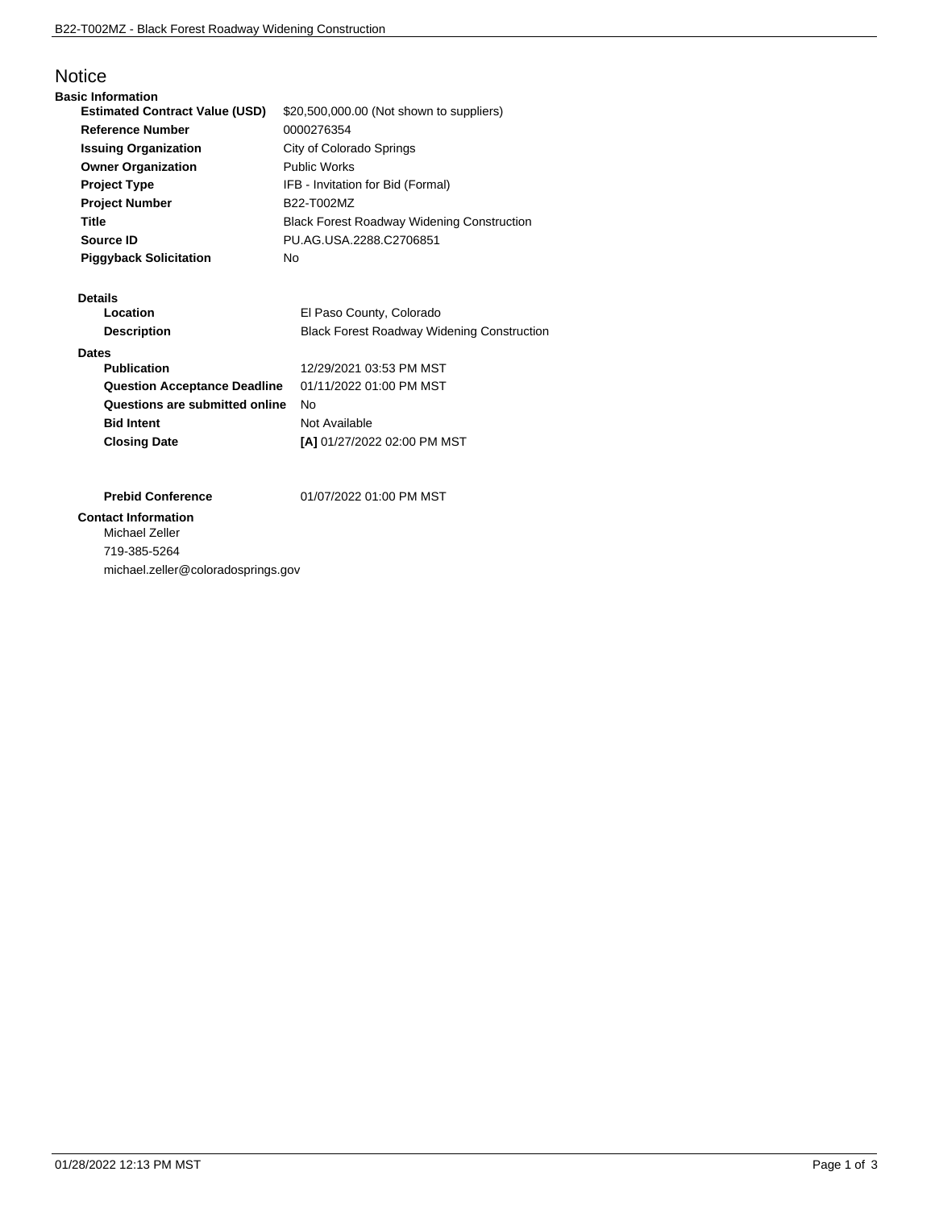# Notice

## Basic Information

| | |
|---|---|
| **Estimated Contract Value (USD)** | $20,500,000.00 (Not shown to suppliers) |
| **Reference Number** | 0000276354 |
| **Issuing Organization** | City of Colorado Springs |
| **Owner Organization** | Public Works |
| **Project Type** | IFB - Invitation for Bid (Formal) |
| **Project Number** | B22-T002MZ |
| **Title** | Black Forest Roadway Widening Construction |
| **Source ID** | PU.AG.USA.2288.C2706851 |
| **Piggyback Solicitation** | No |

### Details

| | |
|---|---|
| **Location** | El Paso County, Colorado |
| **Description** | Black Forest Roadway Widening Construction |

### Dates

| | |
|---|---|
| **Publication** | 12/29/2021 03:53 PM MST |
| **Question Acceptance Deadline** | 01/11/2022 01:00 PM MST |
| **Questions are submitted online** | No |
| **Bid Intent** | Not Available |
| **Closing Date** | **[A]** 01/27/2022 02:00 PM MST |
| **Prebid Conference** | 01/07/2022 01:00 PM MST |

### Contact Information

Michael Zeller
719-385-5264
michael.zeller@coloradosprings.gov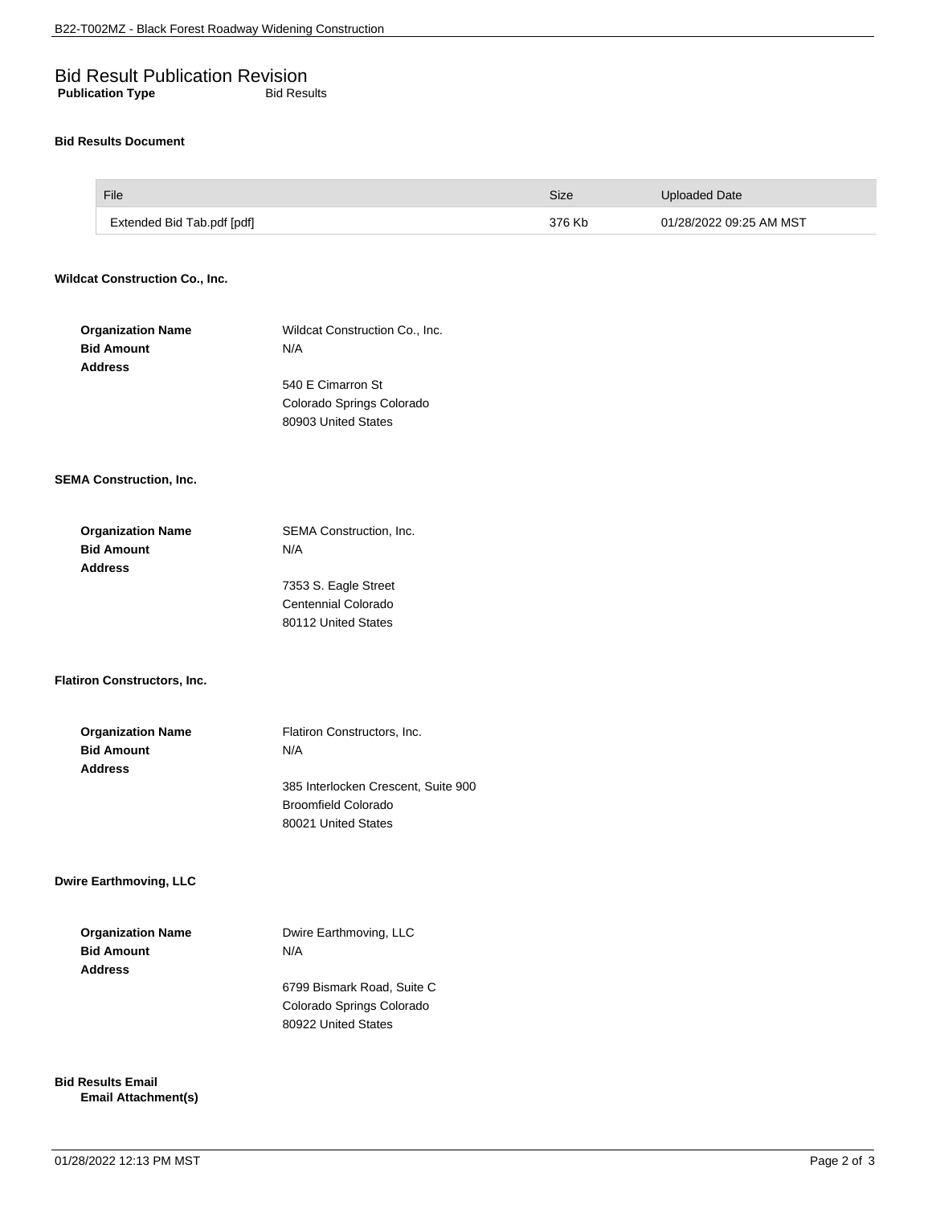# Bid Result Publication Revision

**Publication Type** Bid Results

**Bid Results Document**

| File | Size | Uploaded Date |
| --- | --- | --- |
| Extended Bid Tab.pdf [pdf] | 376 Kb | 01/28/2022 09:25 AM MST |

**Wildcat Construction Co., Inc.**

**Organization Name** Wildcat Construction Co., Inc.
**Bid Amount** N/A
**Address**
540 E Cimarron St
Colorado Springs Colorado
80903 United States

**SEMA Construction, Inc.**

**Organization Name** SEMA Construction, Inc.
**Bid Amount** N/A
**Address**
7353 S. Eagle Street
Centennial Colorado
80112 United States

**Flatiron Constructors, Inc.**

**Organization Name** Flatiron Constructors, Inc.
**Bid Amount** N/A
**Address**
385 Interlocken Crescent, Suite 900
Broomfield Colorado
80021 United States

**Dwire Earthmoving, LLC**

**Organization Name** Dwire Earthmoving, LLC
**Bid Amount** N/A
**Address**
6799 Bismark Road, Suite C
Colorado Springs Colorado
80922 United States

**Bid Results Email**
**Email Attachment(s)**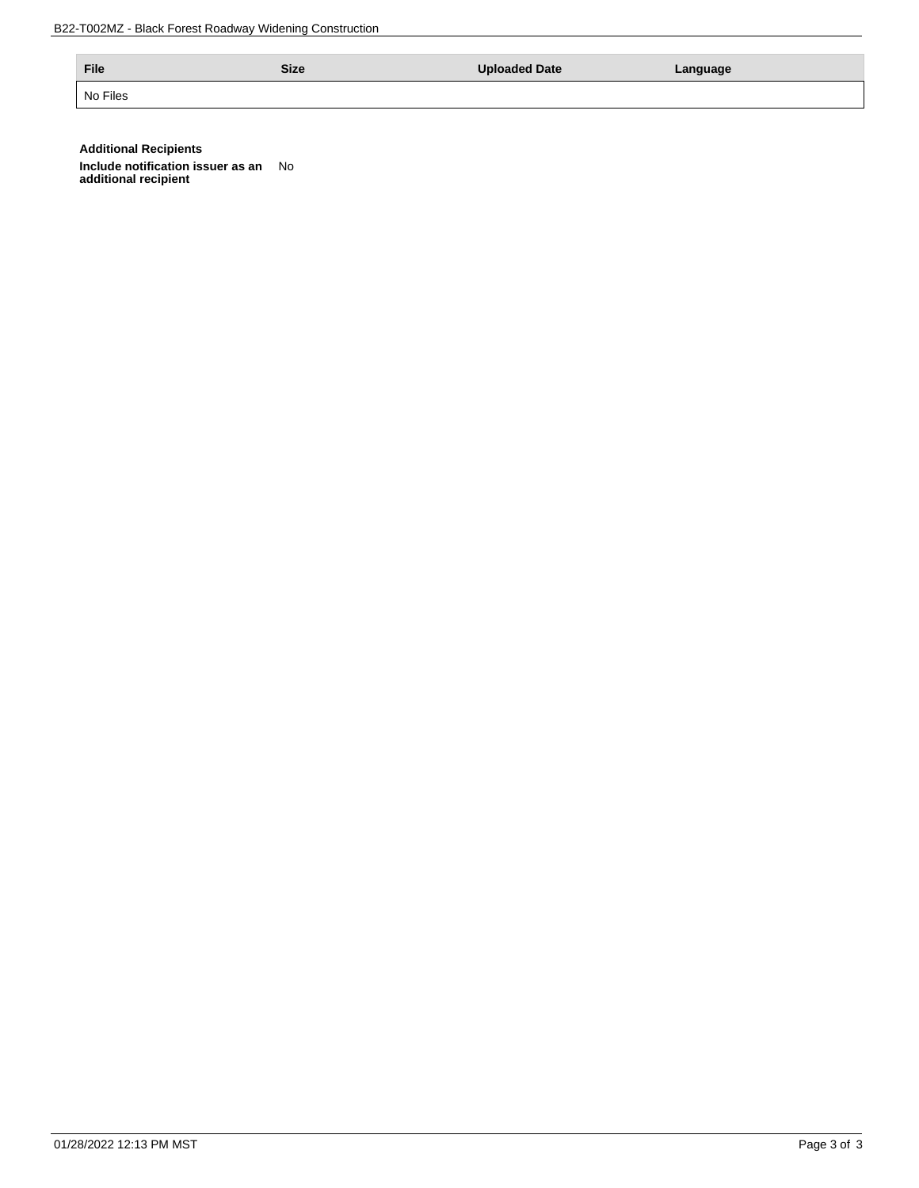| File | Size | Uploaded Date | Language |
| --- | --- | --- | --- |
| No Files | | | |

**Additional Recipients**

**Include notification issuer as an additional recipient** No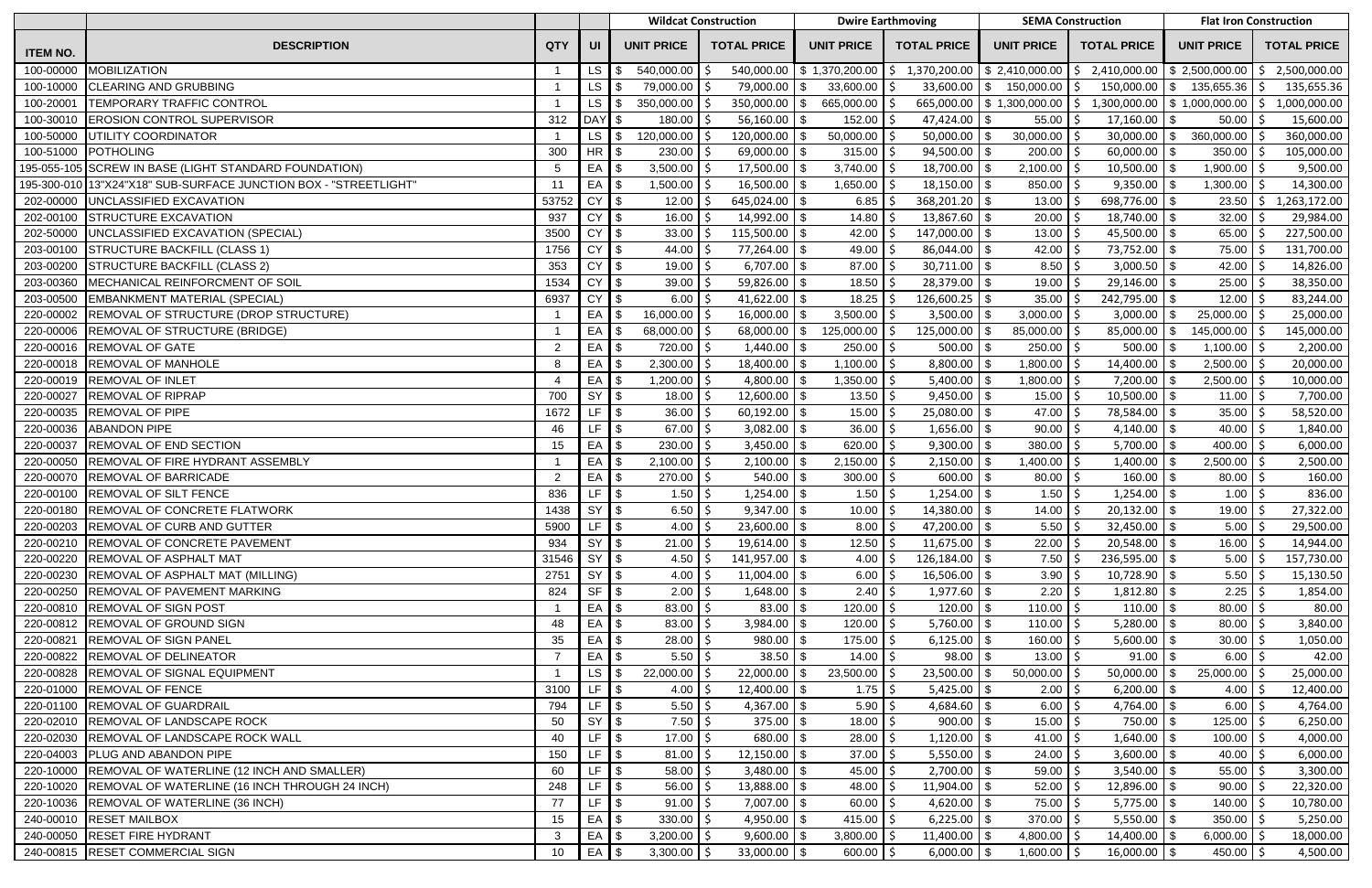| ITEM NO. | DESCRIPTION | QTY | UI | Wildcat Construction | | Dwire Earthmoving | | SEMA Construction | | Flat Iron Construction | |
|---|---|---|---|---|---|---|---|---|---|---|---|
| | | | | UNIT PRICE | TOTAL PRICE | UNIT PRICE | TOTAL PRICE | UNIT PRICE | TOTAL PRICE | UNIT PRICE | TOTAL PRICE |
| 100-00000 | MOBILIZATION | 1 | LS | $ 540,000.00 | $ 540,000.00 | $ 1,370,200.00 | $ 1,370,200.00 | $ 2,410,000.00 | $ 2,410,000.00 | $ 2,500,000.00 | $ 2,500,000.00 |
| 100-10000 | CLEARING AND GRUBBING | 1 | LS | $ 79,000.00 | $ 79,000.00 | $ 33,600.00 | $ 33,600.00 | $ 150,000.00 | $ 150,000.00 | $ 135,655.36 | $ 135,655.36 |
| 100-20001 | TEMPORARY TRAFFIC CONTROL | 1 | LS | $ 350,000.00 | $ 350,000.00 | $ 665,000.00 | $ 665,000.00 | $ 1,300,000.00 | $ 1,300,000.00 | $ 1,000,000.00 | $ 1,000,000.00 |
| 100-30010 | EROSION CONTROL SUPERVISOR | 312 | DAY | $ 180.00 | $ 56,160.00 | $ 152.00 | $ 47,424.00 | $ 55.00 | $ 17,160.00 | $ 50.00 | $ 15,600.00 |
| 100-50000 | UTILITY COORDINATOR | 1 | LS | $ 120,000.00 | $ 120,000.00 | $ 50,000.00 | $ 50,000.00 | $ 30,000.00 | $ 30,000.00 | $ 360,000.00 | $ 360,000.00 |
| 100-51000 | POTHOLING | 300 | HR | $ 230.00 | $ 69,000.00 | $ 315.00 | $ 94,500.00 | $ 200.00 | $ 60,000.00 | $ 350.00 | $ 105,000.00 |
| 195-055-105 | SCREW IN BASE (LIGHT STANDARD FOUNDATION) | 5 | EA | $ 3,500.00 | $ 17,500.00 | $ 3,740.00 | $ 18,700.00 | $ 2,100.00 | $ 10,500.00 | $ 1,900.00 | $ 9,500.00 |
| 195-300-010 | 13"X24"X18" SUB-SURFACE JUNCTION BOX - "STREETLIGHT" | 11 | EA | $ 1,500.00 | $ 16,500.00 | $ 1,650.00 | $ 18,150.00 | $ 850.00 | $ 9,350.00 | $ 1,300.00 | $ 14,300.00 |
| 202-00000 | UNCLASSIFIED EXCAVATION | 53752 | CY | $ 12.00 | $ 645,024.00 | $ 6.85 | $ 368,201.20 | $ 13.00 | $ 698,776.00 | $ 23.50 | $ 1,263,172.00 |
| 202-00100 | STRUCTURE EXCAVATION | 937 | CY | $ 16.00 | $ 14,992.00 | $ 14.80 | $ 13,867.60 | $ 20.00 | $ 18,740.00 | $ 32.00 | $ 29,984.00 |
| 202-50000 | UNCLASSIFIED EXCAVATION (SPECIAL) | 3500 | CY | $ 33.00 | $ 115,500.00 | $ 42.00 | $ 147,000.00 | $ 13.00 | $ 45,500.00 | $ 65.00 | $ 227,500.00 |
| 203-00100 | STRUCTURE BACKFILL (CLASS 1) | 1756 | CY | $ 44.00 | $ 77,264.00 | $ 49.00 | $ 86,044.00 | $ 42.00 | $ 73,752.00 | $ 75.00 | $ 131,700.00 |
| 203-00200 | STRUCTURE BACKFILL (CLASS 2) | 353 | CY | $ 19.00 | $ 6,707.00 | $ 87.00 | $ 30,711.00 | $ 8.50 | $ 3,000.50 | $ 42.00 | $ 14,826.00 |
| 203-00360 | MECHANICAL REINFORCMENT OF SOIL | 1534 | CY | $ 39.00 | $ 59,826.00 | $ 18.50 | $ 28,379.00 | $ 19.00 | $ 29,146.00 | $ 25.00 | $ 38,350.00 |
| 203-00500 | EMBANKMENT MATERIAL (SPECIAL) | 6937 | CY | $ 6.00 | $ 41,622.00 | $ 18.25 | $ 126,600.25 | $ 35.00 | $ 242,795.00 | $ 12.00 | $ 83,244.00 |
| 220-00002 | REMOVAL OF STRUCTURE (DROP STRUCTURE) | 1 | EA | $ 16,000.00 | $ 16,000.00 | $ 3,500.00 | $ 3,500.00 | $ 3,000.00 | $ 3,000.00 | $ 25,000.00 | $ 25,000.00 |
| 220-00006 | REMOVAL OF STRUCTURE (BRIDGE) | 1 | EA | $ 68,000.00 | $ 68,000.00 | $ 125,000.00 | $ 125,000.00 | $ 85,000.00 | $ 85,000.00 | $ 145,000.00 | $ 145,000.00 |
| 220-00016 | REMOVAL OF GATE | 2 | EA | $ 720.00 | $ 1,440.00 | $ 250.00 | $ 500.00 | $ 250.00 | $ 500.00 | $ 1,100.00 | $ 2,200.00 |
| 220-00018 | REMOVAL OF MANHOLE | 8 | EA | $ 2,300.00 | $ 18,400.00 | $ 1,100.00 | $ 8,800.00 | $ 1,800.00 | $ 14,400.00 | $ 2,500.00 | $ 20,000.00 |
| 220-00019 | REMOVAL OF INLET | 4 | EA | $ 1,200.00 | $ 4,800.00 | $ 1,350.00 | $ 5,400.00 | $ 1,800.00 | $ 7,200.00 | $ 2,500.00 | $ 10,000.00 |
| 220-00027 | REMOVAL OF RIPRAP | 700 | SY | $ 18.00 | $ 12,600.00 | $ 13.50 | $ 9,450.00 | $ 15.00 | $ 10,500.00 | $ 11.00 | $ 7,700.00 |
| 220-00035 | REMOVAL OF PIPE | 1672 | LF | $ 36.00 | $ 60,192.00 | $ 15.00 | $ 25,080.00 | $ 47.00 | $ 78,584.00 | $ 35.00 | $ 58,520.00 |
| 220-00036 | ABANDON PIPE | 46 | LF | $ 67.00 | $ 3,082.00 | $ 36.00 | $ 1,656.00 | $ 90.00 | $ 4,140.00 | $ 40.00 | $ 1,840.00 |
| 220-00037 | REMOVAL OF END SECTION | 15 | EA | $ 230.00 | $ 3,450.00 | $ 620.00 | $ 9,300.00 | $ 380.00 | $ 5,700.00 | $ 400.00 | $ 6,000.00 |
| 220-00050 | REMOVAL OF FIRE HYDRANT ASSEMBLY | 1 | EA | $ 2,100.00 | $ 2,100.00 | $ 2,150.00 | $ 2,150.00 | $ 1,400.00 | $ 1,400.00 | $ 2,500.00 | $ 2,500.00 |
| 220-00070 | REMOVAL OF BARRICADE | 2 | EA | $ 270.00 | $ 540.00 | $ 300.00 | $ 600.00 | $ 80.00 | $ 160.00 | $ 80.00 | $ 160.00 |
| 220-00100 | REMOVAL OF SILT FENCE | 836 | LF | $ 1.50 | $ 1,254.00 | $ 1.50 | $ 1,254.00 | $ 1.50 | $ 1,254.00 | $ 1.00 | $ 836.00 |
| 220-00180 | REMOVAL OF CONCRETE FLATWORK | 1438 | SY | $ 6.50 | $ 9,347.00 | $ 10.00 | $ 14,380.00 | $ 14.00 | $ 20,132.00 | $ 19.00 | $ 27,322.00 |
| 220-00203 | REMOVAL OF CURB AND GUTTER | 5900 | LF | $ 4.00 | $ 23,600.00 | $ 8.00 | $ 47,200.00 | $ 5.50 | $ 32,450.00 | $ 5.00 | $ 29,500.00 |
| 220-00210 | REMOVAL OF CONCRETE PAVEMENT | 934 | SY | $ 21.00 | $ 19,614.00 | $ 12.50 | $ 11,675.00 | $ 22.00 | $ 20,548.00 | $ 16.00 | $ 14,944.00 |
| 220-00220 | REMOVAL OF ASPHALT MAT | 31546 | SY | $ 4.50 | $ 141,957.00 | $ 4.00 | $ 126,184.00 | $ 7.50 | $ 236,595.00 | $ 5.00 | $ 157,730.00 |
| 220-00230 | REMOVAL OF ASPHALT MAT (MILLING) | 2751 | SY | $ 4.00 | $ 11,004.00 | $ 6.00 | $ 16,506.00 | $ 3.90 | $ 10,728.90 | $ 5.50 | $ 15,130.50 |
| 220-00250 | REMOVAL OF PAVEMENT MARKING | 824 | SF | $ 2.00 | $ 1,648.00 | $ 2.40 | $ 1,977.60 | $ 2.20 | $ 1,812.80 | $ 2.25 | $ 1,854.00 |
| 220-00810 | REMOVAL OF SIGN POST | 1 | EA | $ 83.00 | $ 83.00 | $ 120.00 | $ 120.00 | $ 110.00 | $ 110.00 | $ 80.00 | $ 80.00 |
| 220-00812 | REMOVAL OF GROUND SIGN | 48 | EA | $ 83.00 | $ 3,984.00 | $ 120.00 | $ 5,760.00 | $ 110.00 | $ 5,280.00 | $ 80.00 | $ 3,840.00 |
| 220-00821 | REMOVAL OF SIGN PANEL | 35 | EA | $ 28.00 | $ 980.00 | $ 175.00 | $ 6,125.00 | $ 160.00 | $ 5,600.00 | $ 30.00 | $ 1,050.00 |
| 220-00822 | REMOVAL OF DELINEATOR | 7 | EA | $ 5.50 | $ 38.50 | $ 14.00 | $ 98.00 | $ 13.00 | $ 91.00 | $ 6.00 | $ 42.00 |
| 220-00828 | REMOVAL OF SIGNAL EQUIPMENT | 1 | LS | $ 22,000.00 | $ 22,000.00 | $ 23,500.00 | $ 23,500.00 | $ 50,000.00 | $ 50,000.00 | $ 25,000.00 | $ 25,000.00 |
| 220-01000 | REMOVAL OF FENCE | 3100 | LF | $ 4.00 | $ 12,400.00 | $ 1.75 | $ 5,425.00 | $ 2.00 | $ 6,200.00 | $ 4.00 | $ 12,400.00 |
| 220-01100 | REMOVAL OF GUARDRAIL | 794 | LF | $ 5.50 | $ 4,367.00 | $ 5.90 | $ 4,684.60 | $ 6.00 | $ 4,764.00 | $ 6.00 | $ 4,764.00 |
| 220-02010 | REMOVAL OF LANDSCAPE ROCK | 50 | SY | $ 7.50 | $ 375.00 | $ 18.00 | $ 900.00 | $ 15.00 | $ 750.00 | $ 125.00 | $ 6,250.00 |
| 220-02030 | REMOVAL OF LANDSCAPE ROCK WALL | 40 | LF | $ 17.00 | $ 680.00 | $ 28.00 | $ 1,120.00 | $ 41.00 | $ 1,640.00 | $ 100.00 | $ 4,000.00 |
| 220-04003 | PLUG AND ABANDON PIPE | 150 | LF | $ 81.00 | $ 12,150.00 | $ 37.00 | $ 5,550.00 | $ 24.00 | $ 3,600.00 | $ 40.00 | $ 6,000.00 |
| 220-10000 | REMOVAL OF WATERLINE (12 INCH AND SMALLER) | 60 | LF | $ 58.00 | $ 3,480.00 | $ 45.00 | $ 2,700.00 | $ 59.00 | $ 3,540.00 | $ 55.00 | $ 3,300.00 |
| 220-10020 | REMOVAL OF WATERLINE (16 INCH THROUGH 24 INCH) | 248 | LF | $ 56.00 | $ 13,888.00 | $ 48.00 | $ 11,904.00 | $ 52.00 | $ 12,896.00 | $ 90.00 | $ 22,320.00 |
| 220-10036 | REMOVAL OF WATERLINE (36 INCH) | 77 | LF | $ 91.00 | $ 7,007.00 | $ 60.00 | $ 4,620.00 | $ 75.00 | $ 5,775.00 | $ 140.00 | $ 10,780.00 |
| 240-00010 | RESET MAILBOX | 15 | EA | $ 330.00 | $ 4,950.00 | $ 415.00 | $ 6,225.00 | $ 370.00 | $ 5,550.00 | $ 350.00 | $ 5,250.00 |
| 240-00050 | RESET FIRE HYDRANT | 3 | EA | $ 3,200.00 | $ 9,600.00 | $ 3,800.00 | $ 11,400.00 | $ 4,800.00 | $ 14,400.00 | $ 6,000.00 | $ 18,000.00 |
| 240-00815 | RESET COMMERCIAL SIGN | 10 | EA | $ 3,300.00 | $ 33,000.00 | $ 600.00 | $ 6,000.00 | $ 1,600.00 | $ 16,000.00 | $ 450.00 | $ 4,500.00 |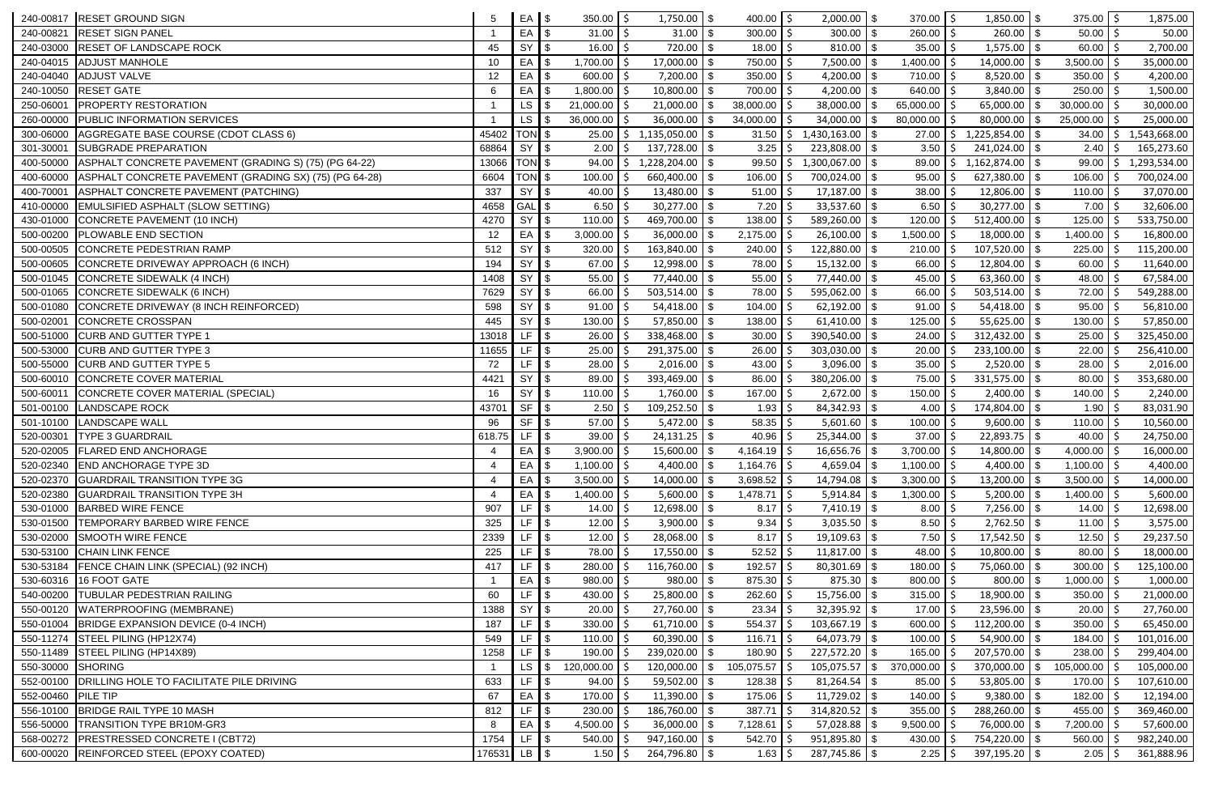| 240-00817 | RESET GROUND SIGN | 5 | EA | $ 350.00 | $ 1,750.00 | $ 400.00 | $ 2,000.00 | $ 370.00 | $ 1,850.00 | $ 375.00 | $ 1,875.00 |
|---|---|---|---|---|---|---|---|---|---|---|---|
| 240-00821 | RESET SIGN PANEL | 1 | EA | $ 31.00 | $ 31.00 | $ 300.00 | $ 300.00 | $ 260.00 | $ 260.00 | $ 50.00 | $ 50.00 |
| 240-03000 | RESET OF LANDSCAPE ROCK | 45 | SY | $ 16.00 | $ 720.00 | $ 18.00 | $ 810.00 | $ 35.00 | $ 1,575.00 | $ 60.00 | $ 2,700.00 |
| 240-04015 | ADJUST MANHOLE | 10 | EA | $ 1,700.00 | $ 17,000.00 | $ 750.00 | $ 7,500.00 | $ 1,400.00 | $ 14,000.00 | $ 3,500.00 | $ 35,000.00 |
| 240-04040 | ADJUST VALVE | 12 | EA | $ 600.00 | $ 7,200.00 | $ 350.00 | $ 4,200.00 | $ 710.00 | $ 8,520.00 | $ 350.00 | $ 4,200.00 |
| 240-10050 | RESET GATE | 6 | EA | $ 1,800.00 | $ 10,800.00 | $ 700.00 | $ 4,200.00 | $ 640.00 | $ 3,840.00 | $ 250.00 | $ 1,500.00 |
| 250-06001 | PROPERTY RESTORATION | 1 | LS | $ 21,000.00 | $ 21,000.00 | $ 38,000.00 | $ 38,000.00 | $ 65,000.00 | $ 65,000.00 | $ 30,000.00 | $ 30,000.00 |
| 260-00000 | PUBLIC INFORMATION SERVICES | 1 | LS | $ 36,000.00 | $ 36,000.00 | $ 34,000.00 | $ 34,000.00 | $ 80,000.00 | $ 80,000.00 | $ 25,000.00 | $ 25,000.00 |
| 300-06000 | AGGREGATE BASE COURSE (CDOT CLASS 6) | 45402 | TON | $ 25.00 | $ 1,135,050.00 | $ 31.50 | $ 1,430,163.00 | $ 27.00 | $ 1,225,854.00 | $ 34.00 | $ 1,543,668.00 |
| 301-30001 | SUBGRADE PREPARATION | 68864 | SY | $ 2.00 | $ 137,728.00 | $ 3.25 | $ 223,808.00 | $ 3.50 | $ 241,024.00 | $ 2.40 | $ 165,273.60 |
| 400-50000 | ASPHALT CONCRETE PAVEMENT (GRADING S) (75) (PG 64-22) | 13066 | TON | $ 94.00 | $ 1,228,204.00 | $ 99.50 | $ 1,300,067.00 | $ 89.00 | $ 1,162,874.00 | $ 99.00 | $ 1,293,534.00 |
| 400-60000 | ASPHALT CONCRETE PAVEMENT (GRADING SX) (75) (PG 64-28) | 6604 | TON | $ 100.00 | $ 660,400.00 | $ 106.00 | $ 700,024.00 | $ 95.00 | $ 627,380.00 | $ 106.00 | $ 700,024.00 |
| 400-70001 | ASPHALT CONCRETE PAVEMENT (PATCHING) | 337 | SY | $ 40.00 | $ 13,480.00 | $ 51.00 | $ 17,187.00 | $ 38.00 | $ 12,806.00 | $ 110.00 | $ 37,070.00 |
| 410-00000 | EMULSIFIED ASPHALT (SLOW SETTING) | 4658 | GAL | $ 6.50 | $ 30,277.00 | $ 7.20 | $ 33,537.60 | $ 6.50 | $ 30,277.00 | $ 7.00 | $ 32,606.00 |
| 430-01000 | CONCRETE PAVEMENT (10 INCH) | 4270 | SY | $ 110.00 | $ 469,700.00 | $ 138.00 | $ 589,260.00 | $ 120.00 | $ 512,400.00 | $ 125.00 | $ 533,750.00 |
| 500-00200 | PLOWABLE END SECTION | 12 | EA | $ 3,000.00 | $ 36,000.00 | $ 2,175.00 | $ 26,100.00 | $ 1,500.00 | $ 18,000.00 | $ 1,400.00 | $ 16,800.00 |
| 500-00505 | CONCRETE PEDESTRIAN RAMP | 512 | SY | $ 320.00 | $ 163,840.00 | $ 240.00 | $ 122,880.00 | $ 210.00 | $ 107,520.00 | $ 225.00 | $ 115,200.00 |
| 500-00605 | CONCRETE DRIVEWAY APPROACH (6 INCH) | 194 | SY | $ 67.00 | $ 12,998.00 | $ 78.00 | $ 15,132.00 | $ 66.00 | $ 12,804.00 | $ 60.00 | $ 11,640.00 |
| 500-01045 | CONCRETE SIDEWALK (4 INCH) | 1408 | SY | $ 55.00 | $ 77,440.00 | $ 55.00 | $ 77,440.00 | $ 45.00 | $ 63,360.00 | $ 48.00 | $ 67,584.00 |
| 500-01065 | CONCRETE SIDEWALK (6 INCH) | 7629 | SY | $ 66.00 | $ 503,514.00 | $ 78.00 | $ 595,062.00 | $ 66.00 | $ 503,514.00 | $ 72.00 | $ 549,288.00 |
| 500-01080 | CONCRETE DRIVEWAY (8 INCH REINFORCED) | 598 | SY | $ 91.00 | $ 54,418.00 | $ 104.00 | $ 62,192.00 | $ 91.00 | $ 54,418.00 | $ 95.00 | $ 56,810.00 |
| 500-02001 | CONCRETE CROSSPAN | 445 | SY | $ 130.00 | $ 57,850.00 | $ 138.00 | $ 61,410.00 | $ 125.00 | $ 55,625.00 | $ 130.00 | $ 57,850.00 |
| 500-51000 | CURB AND GUTTER TYPE 1 | 13018 | LF | $ 26.00 | $ 338,468.00 | $ 30.00 | $ 390,540.00 | $ 24.00 | $ 312,432.00 | $ 25.00 | $ 325,450.00 |
| 500-53000 | CURB AND GUTTER TYPE 3 | 11655 | LF | $ 25.00 | $ 291,375.00 | $ 26.00 | $ 303,030.00 | $ 20.00 | $ 233,100.00 | $ 22.00 | $ 256,410.00 |
| 500-55000 | CURB AND GUTTER TYPE 5 | 72 | LF | $ 28.00 | $ 2,016.00 | $ 43.00 | $ 3,096.00 | $ 35.00 | $ 2,520.00 | $ 28.00 | $ 2,016.00 |
| 500-60010 | CONCRETE COVER MATERIAL | 4421 | SY | $ 89.00 | $ 393,469.00 | $ 86.00 | $ 380,206.00 | $ 75.00 | $ 331,575.00 | $ 80.00 | $ 353,680.00 |
| 500-60011 | CONCRETE COVER MATERIAL (SPECIAL) | 16 | SY | $ 110.00 | $ 1,760.00 | $ 167.00 | $ 2,672.00 | $ 150.00 | $ 2,400.00 | $ 140.00 | $ 2,240.00 |
| 501-00100 | LANDSCAPE ROCK | 43701 | SF | $ 2.50 | $ 109,252.50 | $ 1.93 | $ 84,342.93 | $ 4.00 | $ 174,804.00 | $ 1.90 | $ 83,031.90 |
| 501-10100 | LANDSCAPE WALL | 96 | SF | $ 57.00 | $ 5,472.00 | $ 58.35 | $ 5,601.60 | $ 100.00 | $ 9,600.00 | $ 110.00 | $ 10,560.00 |
| 520-00301 | TYPE 3 GUARDRAIL | 618.75 | LF | $ 39.00 | $ 24,131.25 | $ 40.96 | $ 25,344.00 | $ 37.00 | $ 22,893.75 | $ 40.00 | $ 24,750.00 |
| 520-02005 | FLARED END ANCHORAGE | 4 | EA | $ 3,900.00 | $ 15,600.00 | $ 4,164.19 | $ 16,656.76 | $ 3,700.00 | $ 14,800.00 | $ 4,000.00 | $ 16,000.00 |
| 520-02340 | END ANCHORAGE TYPE 3D | 4 | EA | $ 1,100.00 | $ 4,400.00 | $ 1,164.76 | $ 4,659.04 | $ 1,100.00 | $ 4,400.00 | $ 1,100.00 | $ 4,400.00 |
| 520-02370 | GUARDRAIL TRANSITION TYPE 3G | 4 | EA | $ 3,500.00 | $ 14,000.00 | $ 3,698.52 | $ 14,794.08 | $ 3,300.00 | $ 13,200.00 | $ 3,500.00 | $ 14,000.00 |
| 520-02380 | GUARDRAIL TRANSITION TYPE 3H | 4 | EA | $ 1,400.00 | $ 5,600.00 | $ 1,478.71 | $ 5,914.84 | $ 1,300.00 | $ 5,200.00 | $ 1,400.00 | $ 5,600.00 |
| 530-01000 | BARBED WIRE FENCE | 907 | LF | $ 14.00 | $ 12,698.00 | $ 8.17 | $ 7,410.19 | $ 8.00 | $ 7,256.00 | $ 14.00 | $ 12,698.00 |
| 530-01500 | TEMPORARY BARBED WIRE FENCE | 325 | LF | $ 12.00 | $ 3,900.00 | $ 9.34 | $ 3,035.50 | $ 8.50 | $ 2,762.50 | $ 11.00 | $ 3,575.00 |
| 530-02000 | SMOOTH WIRE FENCE | 2339 | LF | $ 12.00 | $ 28,068.00 | $ 8.17 | $ 19,109.63 | $ 7.50 | $ 17,542.50 | $ 12.50 | $ 29,237.50 |
| 530-53100 | CHAIN LINK FENCE | 225 | LF | $ 78.00 | $ 17,550.00 | $ 52.52 | $ 11,817.00 | $ 48.00 | $ 10,800.00 | $ 80.00 | $ 18,000.00 |
| 530-53184 | FENCE CHAIN LINK (SPECIAL) (92 INCH) | 417 | LF | $ 280.00 | $ 116,760.00 | $ 192.57 | $ 80,301.69 | $ 180.00 | $ 75,060.00 | $ 300.00 | $ 125,100.00 |
| 530-60316 | 16 FOOT GATE | 1 | EA | $ 980.00 | $ 980.00 | $ 875.30 | $ 875.30 | $ 800.00 | $ 800.00 | $ 1,000.00 | $ 1,000.00 |
| 540-00200 | TUBULAR PEDESTRIAN RAILING | 60 | LF | $ 430.00 | $ 25,800.00 | $ 262.60 | $ 15,756.00 | $ 315.00 | $ 18,900.00 | $ 350.00 | $ 21,000.00 |
| 550-00120 | WATERPROOFING (MEMBRANE) | 1388 | SY | $ 20.00 | $ 27,760.00 | $ 23.34 | $ 32,395.92 | $ 17.00 | $ 23,596.00 | $ 20.00 | $ 27,760.00 |
| 550-01004 | BRIDGE EXPANSION DEVICE (0-4 INCH) | 187 | LF | $ 330.00 | $ 61,710.00 | $ 554.37 | $ 103,667.19 | $ 600.00 | $ 112,200.00 | $ 350.00 | $ 65,450.00 |
| 550-11274 | STEEL PILING (HP12X74) | 549 | LF | $ 110.00 | $ 60,390.00 | $ 116.71 | $ 64,073.79 | $ 100.00 | $ 54,900.00 | $ 184.00 | $ 101,016.00 |
| 550-11489 | STEEL PILING (HP14X89) | 1258 | LF | $ 190.00 | $ 239,020.00 | $ 180.90 | $ 227,572.20 | $ 165.00 | $ 207,570.00 | $ 238.00 | $ 299,404.00 |
| 550-30000 | SHORING | 1 | LS | $ 120,000.00 | $ 120,000.00 | $ 105,075.57 | $ 105,075.57 | $ 370,000.00 | $ 370,000.00 | $ 105,000.00 | $ 105,000.00 |
| 552-00100 | DRILLING HOLE TO FACILITATE PILE DRIVING | 633 | LF | $ 94.00 | $ 59,502.00 | $ 128.38 | $ 81,264.54 | $ 85.00 | $ 53,805.00 | $ 170.00 | $ 107,610.00 |
| 552-00460 | PILE TIP | 67 | EA | $ 170.00 | $ 11,390.00 | $ 175.06 | $ 11,729.02 | $ 140.00 | $ 9,380.00 | $ 182.00 | $ 12,194.00 |
| 556-10100 | BRIDGE RAIL TYPE 10 MASH | 812 | LF | $ 230.00 | $ 186,760.00 | $ 387.71 | $ 314,820.52 | $ 355.00 | $ 288,260.00 | $ 455.00 | $ 369,460.00 |
| 556-50000 | TRANSITION TYPE BR10M-GR3 | 8 | EA | $ 4,500.00 | $ 36,000.00 | $ 7,128.61 | $ 57,028.88 | $ 9,500.00 | $ 76,000.00 | $ 7,200.00 | $ 57,600.00 |
| 568-00272 | PRESTRESSED CONCRETE I (CBT72) | 1754 | LF | $ 540.00 | $ 947,160.00 | $ 542.70 | $ 951,895.80 | $ 430.00 | $ 754,220.00 | $ 560.00 | $ 982,240.00 |
| 600-00020 | REINFORCED STEEL (EPOXY COATED) | 176531 | LB | $ 1.50 | $ 264,796.80 | $ 1.63 | $ 287,745.86 | $ 2.25 | $ 397,195.20 | $ 2.05 | $ 361,888.96 |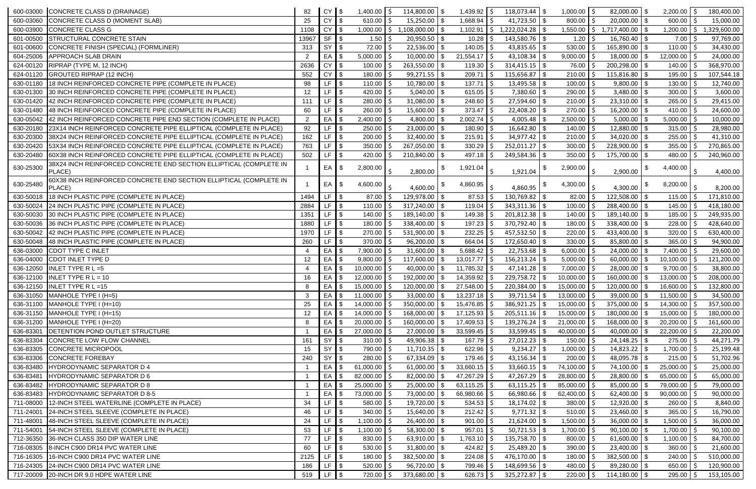| | | | | | | | | | | |
|---|---|---|---|---|---|---|---|---|---|---|
| 600-03000 | CONCRETE CLASS D (DRAINAGE) | 82 | CY | $ 1,400.00 | $ 114,800.00 | $ 1,439.92 | $ 118,073.44 | $ 1,000.00 | $ 82,000.00 | $ 2,200.00 | $ 180,400.00 |
| 600-03060 | CONCRETE CLASS D (MOMENT SLAB) | 25 | CY | $ 610.00 | $ 15,250.00 | $ 1,668.94 | $ 41,723.50 | $ 800.00 | $ 20,000.00 | $ 600.00 | $ 15,000.00 |
| 600-03900 | CONCRETE CLASS G | 1108 | CY | $ 1,000.00 | $ 1,108,000.00 | $ 1,102.91 | $ 1,222,024.28 | $ 1,550.00 | $ 1,717,400.00 | $ 1,200.00 | $ 1,329,600.00 |
| 601-00500 | STRUCTURAL CONCRETE STAIN | 13967 | SF | $ 1.50 | $ 20,950.50 | $ 10.28 | $ 143,580.76 | $ 1.20 | $ 16,760.40 | $ 7.00 | $ 97,769.00 |
| 601-00600 | CONCRETE FINISH (SPECIAL) (FORMLINER) | 313 | SY | $ 72.00 | $ 22,536.00 | $ 140.05 | $ 43,835.65 | $ 530.00 | $ 165,890.00 | $ 110.00 | $ 34,430.00 |
| 604-25006 | APPROACH SLAB DRAIN | 2 | EA | $ 5,000.00 | $ 10,000.00 | $ 21,554.17 | $ 43,108.34 | $ 9,000.00 | $ 18,000.00 | $ 12,000.00 | $ 24,000.00 |
| 624-00120 | RIPRAP (TYPE M, 12 INCH) | 2636 | CY | $ 100.00 | $ 263,550.00 | $ 119.30 | $ 314,415.15 | $ 76.00 | $ 200,298.00 | $ 140.00 | $ 368,970.00 |
| 624-01120 | GROUTED RIPRAP (12 INCH) | 552 | CY | $ 180.00 | $ 99,271.55 | $ 209.71 | $ 115,656.87 | $ 210.00 | $ 115,816.80 | $ 195.00 | $ 107,544.18 |
| 630-01180 | 18 INCH REINFORCED CONCRETE PIPE (COMPLETE IN PLACE) | 98 | LF | $ 110.00 | $ 10,780.00 | $ 137.71 | $ 13,495.58 | $ 100.00 | $ 9,800.00 | $ 130.00 | $ 12,740.00 |
| 630-01300 | 30 INCH REINFORCED CONCRETE PIPE (COMPLETE IN PLACE) | 12 | LF | $ 420.00 | $ 5,040.00 | $ 615.05 | $ 7,380.60 | $ 290.00 | $ 3,480.00 | $ 300.00 | $ 3,600.00 |
| 630-01420 | 42 INCH REINFORCED CONCRETE PIPE (COMPLETE IN PLACE) | 111 | LF | $ 280.00 | $ 31,080.00 | $ 248.60 | $ 27,594.60 | $ 210.00 | $ 23,310.00 | $ 265.00 | $ 29,415.00 |
| 630-01480 | 48 INCH REINFORCED CONCRETE PIPE (COMPLETE IN PLACE) | 60 | LF | $ 260.00 | $ 15,600.00 | $ 373.47 | $ 22,408.20 | $ 270.00 | $ 16,200.00 | $ 410.00 | $ 24,600.00 |
| 630-05042 | 42 INCH REINFORCED CONCRETE PIPE END SECTION (COMPLETE IN PLACE) | 2 | EA | $ 2,400.00 | $ 4,800.00 | $ 2,002.74 | $ 4,005.48 | $ 2,500.00 | $ 5,000.00 | $ 5,000.00 | $ 10,000.00 |
| 630-20180 | 23X14 INCH REINFORCED CONCRETE PIPE ELLIPTICAL (COMPLETE IN PLACE) | 92 | LF | $ 250.00 | $ 23,000.00 | $ 180.90 | $ 16,642.80 | $ 140.00 | $ 12,880.00 | $ 315.00 | $ 28,980.00 |
| 630-20300 | 38X24 INCH REINFORCED CONCRETE PIPE ELLIPTICAL (COMPLETE IN PLACE) | 162 | LF | $ 200.00 | $ 32,400.00 | $ 215.91 | $ 34,977.42 | $ 210.00 | $ 34,020.00 | $ 255.00 | $ 41,310.00 |
| 630-20420 | 53X34 INCH REINFORCED CONCRETE PIPE ELLIPTICAL (COMPLETE IN PLACE) | 763 | LF | $ 350.00 | $ 267,050.00 | $ 330.29 | $ 252,011.27 | $ 300.00 | $ 228,900.00 | $ 355.00 | $ 270,865.00 |
| 630-20480 | 60X38 INCH REINFORCED CONCRETE PIPE ELLIPTICAL (COMPLETE IN PLACE) | 502 | LF | $ 420.00 | $ 210,840.00 | $ 497.18 | $ 249,584.36 | $ 350.00 | $ 175,700.00 | $ 480.00 | $ 240,960.00 |
| 630-25300 | 38X24 INCH REINFORCED CONCRETE END SECTION ELLIPTICAL (COMPLETE IN PLACE) | 1 | EA | $ 2,800.00 | $ 2,800.00 | $ 1,921.04 | $ 1,921.04 | $ 2,900.00 | $ 2,900.00 | $ 4,400.00 | $ 4,400.00 |
| 630-25480 | 60X38 INCH REINFORCED CONCRETE END SECTION ELLIPTICAL (COMPLETE IN PLACE) | 1 | EA | $ 4,600.00 | $ 4,600.00 | $ 4,860.95 | $ 4,860.95 | $ 4,300.00 | $ 4,300.00 | $ 8,200.00 | $ 8,200.00 |
| 630-50018 | 18 INCH PLASTIC PIPE (COMPLETE IN PLACE) | 1494 | LF | $ 87.00 | $ 129,978.00 | $ 87.53 | $ 130,769.82 | $ 82.00 | $ 122,508.00 | $ 115.00 | $ 171,810.00 |
| 630-50024 | 24 INCH PLASTIC PIPE (COMPLETE IN PLACE) | 2884 | LF | $ 110.00 | $ 317,240.00 | $ 119.04 | $ 343,311.36 | $ 100.00 | $ 288,400.00 | $ 145.00 | $ 418,180.00 |
| 630-50030 | 30 INCH PLASTIC PIPE (COMPLETE IN PLACE) | 1351 | LF | $ 140.00 | $ 189,140.00 | $ 149.38 | $ 201,812.38 | $ 140.00 | $ 189,140.00 | $ 185.00 | $ 249,935.00 |
| 630-50036 | 36 INCH PLASTIC PIPE (COMPLETE IN PLACE) | 1880 | LF | $ 180.00 | $ 338,400.00 | $ 197.23 | $ 370,792.40 | $ 180.00 | $ 338,400.00 | $ 228.00 | $ 428,640.00 |
| 630-50042 | 42 INCH PLASTIC PIPE (COMPLETE IN PLACE) | 1970 | LF | $ 270.00 | $ 531,900.00 | $ 232.25 | $ 457,532.50 | $ 220.00 | $ 433,400.00 | $ 320.00 | $ 630,400.00 |
| 630-50048 | 48 INCH PLASTIC PIPE (COMPLETE IN PLACE) | 260 | LF | $ 370.00 | $ 96,200.00 | $ 664.04 | $ 172,650.40 | $ 330.00 | $ 85,800.00 | $ 365.00 | $ 94,900.00 |
| 636-03000 | CDOT TYPE C INLET | 4 | EA | $ 7,900.00 | $ 31,600.00 | $ 5,688.42 | $ 22,753.68 | $ 6,000.00 | $ 24,000.00 | $ 7,400.00 | $ 29,600.00 |
| 636-04000 | CDOT INLET TYPE D | 12 | EA | $ 9,800.00 | $ 117,600.00 | $ 13,017.77 | $ 156,213.24 | $ 5,000.00 | $ 60,000.00 | $ 10,100.00 | $ 121,200.00 |
| 636-12050 | INLET TYPE R L =5 | 4 | EA | $ 10,000.00 | $ 40,000.00 | $ 11,785.32 | $ 47,141.28 | $ 7,000.00 | $ 28,000.00 | $ 9,700.00 | $ 38,800.00 |
| 636-12100 | INLET TYPE R L = 10 | 16 | EA | $ 12,000.00 | $ 192,000.00 | $ 14,359.92 | $ 229,758.72 | $ 10,000.00 | $ 160,000.00 | $ 13,000.00 | $ 208,000.00 |
| 636-12150 | INLET TYPE R L =15 | 8 | EA | $ 15,000.00 | $ 120,000.00 | $ 27,548.00 | $ 220,384.00 | $ 15,000.00 | $ 120,000.00 | $ 16,600.00 | $ 132,800.00 |
| 636-31050 | MANHOLE TYPE I (H=5) | 3 | EA | $ 11,000.00 | $ 33,000.00 | $ 13,237.18 | $ 39,711.54 | $ 13,000.00 | $ 39,000.00 | $ 11,500.00 | $ 34,500.00 |
| 636-31100 | MANHOLE TYPE I (H=10) | 25 | EA | $ 14,000.00 | $ 350,000.00 | $ 15,476.85 | $ 386,921.25 | $ 15,000.00 | $ 375,000.00 | $ 14,300.00 | $ 357,500.00 |
| 636-31150 | MANHOLE TYPE I (H=15) | 12 | EA | $ 14,000.00 | $ 168,000.00 | $ 17,125.93 | $ 205,511.16 | $ 15,000.00 | $ 180,000.00 | $ 15,000.00 | $ 180,000.00 |
| 636-31200 | MANHOLE TYPE I (H=20) | 8 | EA | $ 20,000.00 | $ 160,000.00 | $ 17,409.53 | $ 139,276.24 | $ 21,000.00 | $ 168,000.00 | $ 20,200.00 | $ 161,600.00 |
| 636-83301 | DETENTION POND OUTLET STRUCTURE | 1 | EA | $ 27,000.00 | $ 27,000.00 | $ 33,599.45 | $ 33,599.45 | $ 40,000.00 | $ 40,000.00 | $ 22,200.00 | $ 22,200.00 |
| 636-83304 | CONCRETE LOW FLOW CHANNEL | 161 | SY | $ 310.00 | $ 49,906.38 | $ 167.79 | $ 27,012.23 | $ 150.00 | $ 24,148.25 | $ 275.00 | $ 44,271.79 |
| 636-83305 | CONCRETE MICROPOOL | 15 | SY | $ 790.00 | $ 11,710.35 | $ 622.96 | $ 9,234.27 | $ 1,000.00 | $ 14,823.22 | $ 1,700.00 | $ 25,199.48 |
| 636-83306 | CONCRETE FOREBAY | 240 | SY | $ 280.00 | $ 67,334.09 | $ 179.46 | $ 43,156.34 | $ 200.00 | $ 48,095.78 | $ 215.00 | $ 51,702.96 |
| 636-83480 | HYDRODYNAMIC SEPARATOR D 4 | 1 | EA | $ 61,000.00 | $ 61,000.00 | $ 33,660.15 | $ 33,660.15 | $ 74,100.00 | $ 74,100.00 | $ 25,000.00 | $ 25,000.00 |
| 636-83481 | HYDRODYNAMIC SEPARATOR D 6 | 1 | EA | $ 82,000.00 | $ 82,000.00 | $ 47,267.29 | $ 47,267.29 | $ 28,800.00 | $ 28,800.00 | $ 65,000.00 | $ 65,000.00 |
| 636-83482 | HYDRODYNAMIC SEPARATOR D 8 | 1 | EA | $ 25,000.00 | $ 25,000.00 | $ 63,115.25 | $ 63,115.25 | $ 85,000.00 | $ 85,000.00 | $ 79,000.00 | $ 79,000.00 |
| 636-83483 | HYDRODYNAMIC SEPARATOR D 8-5 | 1 | EA | $ 73,000.00 | $ 73,000.00 | $ 66,980.66 | $ 66,980.66 | $ 62,400.00 | $ 62,400.00 | $ 90,000.00 | $ 90,000.00 |
| 711-08000 | 12-INCH STEEL WATERLINE (COMPLETE IN PLACE) | 34 | LF | $ 580.00 | $ 19,720.00 | $ 534.53 | $ 18,174.02 | $ 380.00 | $ 12,920.00 | $ 260.00 | $ 8,840.00 |
| 711-24001 | 24-INCH STEEL SLEEVE (COMPLETE IN PLACE) | 46 | LF | $ 340.00 | $ 15,640.00 | $ 212.42 | $ 9,771.32 | $ 510.00 | $ 23,460.00 | $ 365.00 | $ 16,790.00 |
| 711-48001 | 48-INCH STEEL SLEEVE (COMPLETE IN PLACE) | 24 | LF | $ 1,100.00 | $ 26,400.00 | $ 901.00 | $ 21,624.00 | $ 1,500.00 | $ 36,000.00 | $ 1,500.00 | $ 36,000.00 |
| 711-54001 | 54-INCH STEEL SLEEVE (COMPLETE IN PLACE) | 53 | LF | $ 1,100.00 | $ 58,300.00 | $ 957.01 | $ 50,721.53 | $ 1,700.00 | $ 90,100.00 | $ 1,700.00 | $ 90,100.00 |
| 712-36350 | 36-INCH CLASS 350 DIP WATER LINE | 77 | LF | $ 830.00 | $ 63,910.00 | $ 1,763.10 | $ 135,758.70 | $ 800.00 | $ 61,600.00 | $ 1,100.00 | $ 84,700.00 |
| 716-08305 | 8-INCH C900 DR14 PVC WATER LINE | 60 | LF | $ 530.00 | $ 31,800.00 | $ 424.82 | $ 25,489.20 | $ 390.00 | $ 23,400.00 | $ 360.00 | $ 21,600.00 |
| 716-16305 | 16-INCH C900 DR14 PVC WATER LINE | 2125 | LF | $ 180.00 | $ 382,500.00 | $ 224.08 | $ 476,170.00 | $ 180.00 | $ 382,500.00 | $ 240.00 | $ 510,000.00 |
| 716-24305 | 24-INCH C900 DR14 PVC WATER LINE | 186 | LF | $ 520.00 | $ 96,720.00 | $ 799.46 | $ 148,699.56 | $ 480.00 | $ 89,280.00 | $ 650.00 | $ 120,900.00 |
| 717-20009 | 20-INCH DR 9.0 HDPE WATER LINE | 519 | LF | $ 720.00 | $ 373,680.00 | $ 626.73 | $ 325,272.87 | $ 220.00 | $ 114,180.00 | $ 295.00 | $ 153,105.00 |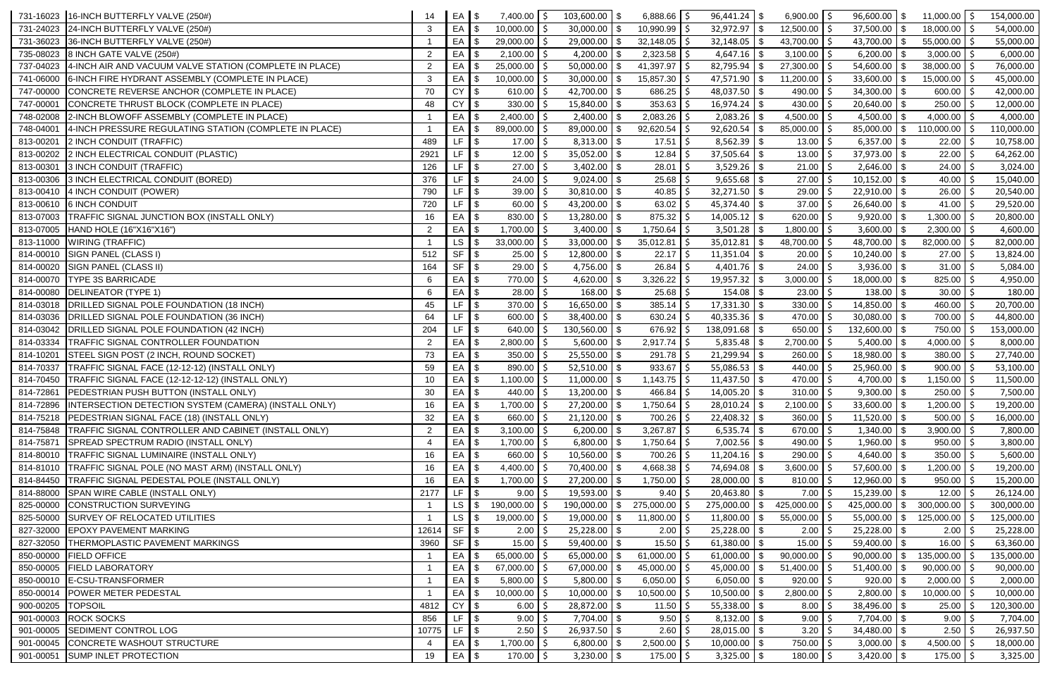| | | | | | | | | | | | | |
|---|---|---|---|---|---|---|---|---|---|---|---|---|
| 731-16023 | 16-INCH BUTTERFLY VALVE (250#) | 14 | EA | $ 7,400.00 | $ 103,600.00 | $ 6,888.66 | $ 96,441.24 | $ 6,900.00 | $ 96,600.00 | $ 11,000.00 | $ 154,000.00 |
| 731-24023 | 24-INCH BUTTERFLY VALVE (250#) | 3 | EA | $ 10,000.00 | $ 30,000.00 | $ 10,990.99 | $ 32,972.97 | $ 12,500.00 | $ 37,500.00 | $ 18,000.00 | $ 54,000.00 |
| 731-36023 | 36-INCH BUTTERFLY VALVE (250#) | 1 | EA | $ 29,000.00 | $ 29,000.00 | $ 32,148.05 | $ 32,148.05 | $ 43,700.00 | $ 43,700.00 | $ 55,000.00 | $ 55,000.00 |
| 735-08023 | 8 INCH GATE VALVE (250#) | 2 | EA | $ 2,100.00 | $ 4,200.00 | $ 2,323.58 | $ 4,647.16 | $ 3,100.00 | $ 6,200.00 | $ 3,000.00 | $ 6,000.00 |
| 737-04023 | 4-INCH AIR AND VACUUM VALVE STATION (COMPLETE IN PLACE) | 2 | EA | $ 25,000.00 | $ 50,000.00 | $ 41,397.97 | $ 82,795.94 | $ 27,300.00 | $ 54,600.00 | $ 38,000.00 | $ 76,000.00 |
| 741-06000 | 6-INCH FIRE HYDRANT ASSEMBLY (COMPLETE IN PLACE) | 3 | EA | $ 10,000.00 | $ 30,000.00 | $ 15,857.30 | $ 47,571.90 | $ 11,200.00 | $ 33,600.00 | $ 15,000.00 | $ 45,000.00 |
| 747-00000 | CONCRETE REVERSE ANCHOR (COMPLETE IN PLACE) | 70 | CY | $ 610.00 | $ 42,700.00 | $ 686.25 | $ 48,037.50 | $ 490.00 | $ 34,300.00 | $ 600.00 | $ 42,000.00 |
| 747-00001 | CONCRETE THRUST BLOCK (COMPLETE IN PLACE) | 48 | CY | $ 330.00 | $ 15,840.00 | $ 353.63 | $ 16,974.24 | $ 430.00 | $ 20,640.00 | $ 250.00 | $ 12,000.00 |
| 748-02008 | 2-INCH BLOWOFF ASSEMBLY (COMPLETE IN PLACE) | 1 | EA | $ 2,400.00 | $ 2,400.00 | $ 2,083.26 | $ 2,083.26 | $ 4,500.00 | $ 4,500.00 | $ 4,000.00 | $ 4,000.00 |
| 748-04001 | 4-INCH PRESSURE REGULATING STATION (COMPLETE IN PLACE) | 1 | EA | $ 89,000.00 | $ 89,000.00 | $ 92,620.54 | $ 92,620.54 | $ 85,000.00 | $ 85,000.00 | $ 110,000.00 | $ 110,000.00 |
| 813-00201 | 2 INCH CONDUIT (TRAFFIC) | 489 | LF | $ 17.00 | $ 8,313.00 | $ 17.51 | $ 8,562.39 | $ 13.00 | $ 6,357.00 | $ 22.00 | $ 10,758.00 |
| 813-00202 | 2 INCH ELECTRICAL CONDUIT (PLASTIC) | 2921 | LF | $ 12.00 | $ 35,052.00 | $ 12.84 | $ 37,505.64 | $ 13.00 | $ 37,973.00 | $ 22.00 | $ 64,262.00 |
| 813-00301 | 3 INCH CONDUIT (TRAFFIC) | 126 | LF | $ 27.00 | $ 3,402.00 | $ 28.01 | $ 3,529.26 | $ 21.00 | $ 2,646.00 | $ 24.00 | $ 3,024.00 |
| 813-00306 | 3 INCH ELECTRICAL CONDUIT (BORED) | 376 | LF | $ 24.00 | $ 9,024.00 | $ 25.68 | $ 9,655.68 | $ 27.00 | $ 10,152.00 | $ 40.00 | $ 15,040.00 |
| 813-00410 | 4 INCH CONDUIT (POWER) | 790 | LF | $ 39.00 | $ 30,810.00 | $ 40.85 | $ 32,271.50 | $ 29.00 | $ 22,910.00 | $ 26.00 | $ 20,540.00 |
| 813-00610 | 6 INCH CONDUIT | 720 | LF | $ 60.00 | $ 43,200.00 | $ 63.02 | $ 45,374.40 | $ 37.00 | $ 26,640.00 | $ 41.00 | $ 29,520.00 |
| 813-07003 | TRAFFIC SIGNAL JUNCTION BOX (INSTALL ONLY) | 16 | EA | $ 830.00 | $ 13,280.00 | $ 875.32 | $ 14,005.12 | $ 620.00 | $ 9,920.00 | $ 1,300.00 | $ 20,800.00 |
| 813-07005 | HAND HOLE (16"X16"X16") | 2 | EA | $ 1,700.00 | $ 3,400.00 | $ 1,750.64 | $ 3,501.28 | $ 1,800.00 | $ 3,600.00 | $ 2,300.00 | $ 4,600.00 |
| 813-11000 | WIRING (TRAFFIC) | 1 | LS | $ 33,000.00 | $ 33,000.00 | $ 35,012.81 | $ 35,012.81 | $ 48,700.00 | $ 48,700.00 | $ 82,000.00 | $ 82,000.00 |
| 814-00010 | SIGN PANEL (CLASS I) | 512 | SF | $ 25.00 | $ 12,800.00 | $ 22.17 | $ 11,351.04 | $ 20.00 | $ 10,240.00 | $ 27.00 | $ 13,824.00 |
| 814-00020 | SIGN PANEL (CLASS II) | 164 | SF | $ 29.00 | $ 4,756.00 | $ 26.84 | $ 4,401.76 | $ 24.00 | $ 3,936.00 | $ 31.00 | $ 5,084.00 |
| 814-00070 | TYPE 3S BARRICADE | 6 | EA | $ 770.00 | $ 4,620.00 | $ 3,326.22 | $ 19,957.32 | $ 3,000.00 | $ 18,000.00 | $ 825.00 | $ 4,950.00 |
| 814-00080 | DELINEATOR (TYPE 1) | 6 | EA | $ 28.00 | $ 168.00 | $ 25.68 | $ 154.08 | $ 23.00 | $ 138.00 | $ 30.00 | $ 180.00 |
| 814-03018 | DRILLED SIGNAL POLE FOUNDATION (18 INCH) | 45 | LF | $ 370.00 | $ 16,650.00 | $ 385.14 | $ 17,331.30 | $ 330.00 | $ 14,850.00 | $ 460.00 | $ 20,700.00 |
| 814-03036 | DRILLED SIGNAL POLE FOUNDATION (36 INCH) | 64 | LF | $ 600.00 | $ 38,400.00 | $ 630.24 | $ 40,335.36 | $ 470.00 | $ 30,080.00 | $ 700.00 | $ 44,800.00 |
| 814-03042 | DRILLED SIGNAL POLE FOUNDATION (42 INCH) | 204 | LF | $ 640.00 | $ 130,560.00 | $ 676.92 | $ 138,091.68 | $ 650.00 | $ 132,600.00 | $ 750.00 | $ 153,000.00 |
| 814-03334 | TRAFFIC SIGNAL CONTROLLER FOUNDATION | 2 | EA | $ 2,800.00 | $ 5,600.00 | $ 2,917.74 | $ 5,835.48 | $ 2,700.00 | $ 5,400.00 | $ 4,000.00 | $ 8,000.00 |
| 814-10201 | STEEL SIGN POST (2 INCH, ROUND SOCKET) | 73 | EA | $ 350.00 | $ 25,550.00 | $ 291.78 | $ 21,299.94 | $ 260.00 | $ 18,980.00 | $ 380.00 | $ 27,740.00 |
| 814-70337 | TRAFFIC SIGNAL FACE (12-12-12) (INSTALL ONLY) | 59 | EA | $ 890.00 | $ 52,510.00 | $ 933.67 | $ 55,086.53 | $ 440.00 | $ 25,960.00 | $ 900.00 | $ 53,100.00 |
| 814-70450 | TRAFFIC SIGNAL FACE (12-12-12-12) (INSTALL ONLY) | 10 | EA | $ 1,100.00 | $ 11,000.00 | $ 1,143.75 | $ 11,437.50 | $ 470.00 | $ 4,700.00 | $ 1,150.00 | $ 11,500.00 |
| 814-72861 | PEDESTRIAN PUSH BUTTON (INSTALL ONLY) | 30 | EA | $ 440.00 | $ 13,200.00 | $ 466.84 | $ 14,005.20 | $ 310.00 | $ 9,300.00 | $ 250.00 | $ 7,500.00 |
| 814-72896 | INTERSECTION DETECTION SYSTEM (CAMERA) (INSTALL ONLY) | 16 | EA | $ 1,700.00 | $ 27,200.00 | $ 1,750.64 | $ 28,010.24 | $ 2,100.00 | $ 33,600.00 | $ 1,200.00 | $ 19,200.00 |
| 814-75218 | PEDESTRIAN SIGNAL FACE (18) (INSTALL ONLY) | 32 | EA | $ 660.00 | $ 21,120.00 | $ 700.26 | $ 22,408.32 | $ 360.00 | $ 11,520.00 | $ 500.00 | $ 16,000.00 |
| 814-75848 | TRAFFIC SIGNAL CONTROLLER AND CABINET (INSTALL ONLY) | 2 | EA | $ 3,100.00 | $ 6,200.00 | $ 3,267.87 | $ 6,535.74 | $ 670.00 | $ 1,340.00 | $ 3,900.00 | $ 7,800.00 |
| 814-75871 | SPREAD SPECTRUM RADIO (INSTALL ONLY) | 4 | EA | $ 1,700.00 | $ 6,800.00 | $ 1,750.64 | $ 7,002.56 | $ 490.00 | $ 1,960.00 | $ 950.00 | $ 3,800.00 |
| 814-80010 | TRAFFIC SIGNAL LUMINAIRE (INSTALL ONLY) | 16 | EA | $ 660.00 | $ 10,560.00 | $ 700.26 | $ 11,204.16 | $ 290.00 | $ 4,640.00 | $ 350.00 | $ 5,600.00 |
| 814-81010 | TRAFFIC SIGNAL POLE (NO MAST ARM) (INSTALL ONLY) | 16 | EA | $ 4,400.00 | $ 70,400.00 | $ 4,668.38 | $ 74,694.08 | $ 3,600.00 | $ 57,600.00 | $ 1,200.00 | $ 19,200.00 |
| 814-84450 | TRAFFIC SIGNAL PEDESTAL POLE (INSTALL ONLY) | 16 | EA | $ 1,700.00 | $ 27,200.00 | $ 1,750.00 | $ 28,000.00 | $ 810.00 | $ 12,960.00 | $ 950.00 | $ 15,200.00 |
| 814-88000 | SPAN WIRE CABLE (INSTALL ONLY) | 2177 | LF | $ 9.00 | $ 19,593.00 | $ 9.40 | $ 20,463.80 | $ 7.00 | $ 15,239.00 | $ 12.00 | $ 26,124.00 |
| 825-00000 | CONSTRUCTION SURVEYING | 1 | LS | $ 190,000.00 | $ 190,000.00 | $ 275,000.00 | $ 275,000.00 | $ 425,000.00 | $ 425,000.00 | $ 300,000.00 | $ 300,000.00 |
| 825-50000 | SURVEY OF RELOCATED UTILITIES | 1 | LS | $ 19,000.00 | $ 19,000.00 | $ 11,800.00 | $ 11,800.00 | $ 55,000.00 | $ 55,000.00 | $ 125,000.00 | $ 125,000.00 |
| 827-32000 | EPOXY PAVEMENT MARKING | 12614 | SF | $ 2.00 | $ 25,228.00 | $ 2.00 | $ 25,228.00 | $ 2.00 | $ 25,228.00 | $ 2.00 | $ 25,228.00 |
| 827-32050 | THERMOPLASTIC PAVEMENT MARKINGS | 3960 | SF | $ 15.00 | $ 59,400.00 | $ 15.50 | $ 61,380.00 | $ 15.00 | $ 59,400.00 | $ 16.00 | $ 63,360.00 |
| 850-00000 | FIELD OFFICE | 1 | EA | $ 65,000.00 | $ 65,000.00 | $ 61,000.00 | $ 61,000.00 | $ 90,000.00 | $ 90,000.00 | $ 135,000.00 | $ 135,000.00 |
| 850-00005 | FIELD LABORATORY | 1 | EA | $ 67,000.00 | $ 67,000.00 | $ 45,000.00 | $ 45,000.00 | $ 51,400.00 | $ 51,400.00 | $ 90,000.00 | $ 90,000.00 |
| 850-00010 | E-CSU-TRANSFORMER | 1 | EA | $ 5,800.00 | $ 5,800.00 | $ 6,050.00 | $ 6,050.00 | $ 920.00 | $ 920.00 | $ 2,000.00 | $ 2,000.00 |
| 850-00014 | POWER METER PEDESTAL | 1 | EA | $ 10,000.00 | $ 10,000.00 | $ 10,500.00 | $ 10,500.00 | $ 2,800.00 | $ 2,800.00 | $ 10,000.00 | $ 10,000.00 |
| 900-00205 | TOPSOIL | 4812 | CY | $ 6.00 | $ 28,872.00 | $ 11.50 | $ 55,338.00 | $ 8.00 | $ 38,496.00 | $ 25.00 | $ 120,300.00 |
| 901-00003 | ROCK SOCKS | 856 | LF | $ 9.00 | $ 7,704.00 | $ 9.50 | $ 8,132.00 | $ 9.00 | $ 7,704.00 | $ 9.00 | $ 7,704.00 |
| 901-00005 | SEDIMENT CONTROL LOG | 10775 | LF | $ 2.50 | $ 26,937.50 | $ 2.60 | $ 28,015.00 | $ 3.20 | $ 34,480.00 | $ 2.50 | $ 26,937.50 |
| 901-00045 | CONCRETE WASHOUT STRUCTURE | 4 | EA | $ 1,700.00 | $ 6,800.00 | $ 2,500.00 | $ 10,000.00 | $ 750.00 | $ 3,000.00 | $ 4,500.00 | $ 18,000.00 |
| 901-00051 | SUMP INLET PROTECTION | 19 | EA | $ 170.00 | $ 3,230.00 | $ 175.00 | $ 3,325.00 | $ 180.00 | $ 3,420.00 | $ 175.00 | $ 3,325.00 |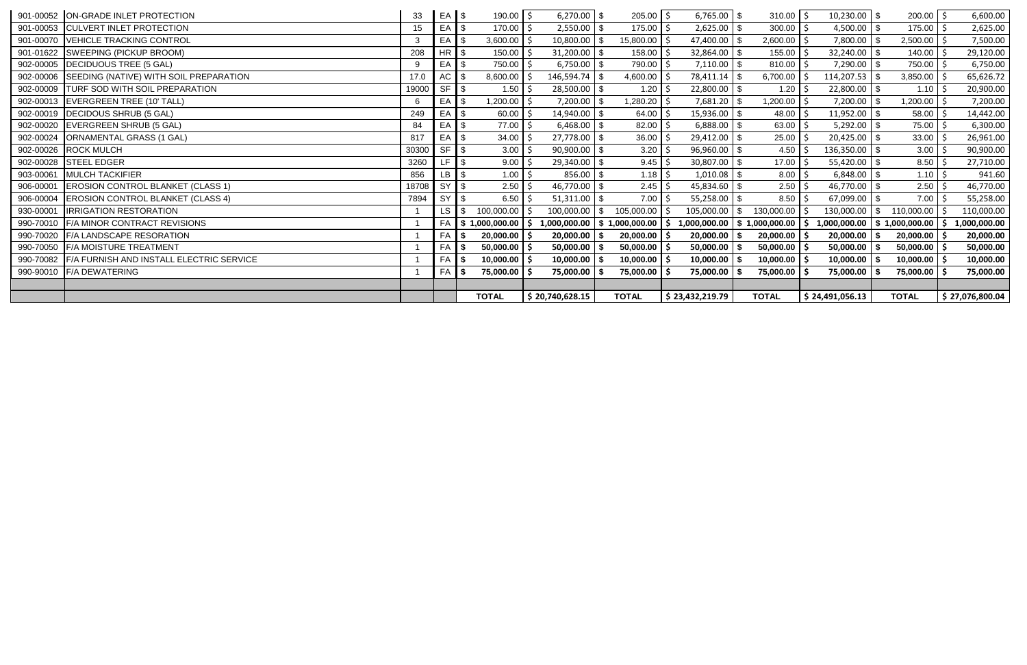| | | | | | | | | | | | |
|---|---|---|---|---|---|---|---|---|---|---|---|
| 901-00052 | ON-GRADE INLET PROTECTION | 33 | EA | $ 190.00 | $ 6,270.00 | $ 205.00 | $ 6,765.00 | $ 310.00 | $ 10,230.00 | $ 200.00 | $ 6,600.00 |
| 901-00053 | CULVERT INLET PROTECTION | 15 | EA | $ 170.00 | $ 2,550.00 | $ 175.00 | $ 2,625.00 | $ 300.00 | $ 4,500.00 | $ 175.00 | $ 2,625.00 |
| 901-00070 | VEHICLE TRACKING CONTROL | 3 | EA | $ 3,600.00 | $ 10,800.00 | $ 15,800.00 | $ 47,400.00 | $ 2,600.00 | $ 7,800.00 | $ 2,500.00 | $ 7,500.00 |
| 901-01622 | SWEEPING (PICKUP BROOM) | 208 | HR | $ 150.00 | $ 31,200.00 | $ 158.00 | $ 32,864.00 | $ 155.00 | $ 32,240.00 | $ 140.00 | $ 29,120.00 |
| 902-00005 | DECIDUOUS TREE (5 GAL) | 9 | EA | $ 750.00 | $ 6,750.00 | $ 790.00 | $ 7,110.00 | $ 810.00 | $ 7,290.00 | $ 750.00 | $ 6,750.00 |
| 902-00006 | SEEDING (NATIVE) WITH SOIL PREPARATION | 17.0 | AC | $ 8,600.00 | $ 146,594.74 | $ 4,600.00 | $ 78,411.14 | $ 6,700.00 | $ 114,207.53 | $ 3,850.00 | $ 65,626.72 |
| 902-00009 | TURF SOD WITH SOIL PREPARATION | 19000 | SF | $ 1.50 | $ 28,500.00 | $ 1.20 | $ 22,800.00 | $ 1.20 | $ 22,800.00 | $ 1.10 | $ 20,900.00 |
| 902-00013 | EVERGREEN TREE (10' TALL) | 6 | EA | $ 1,200.00 | $ 7,200.00 | $ 1,280.20 | $ 7,681.20 | $ 1,200.00 | $ 7,200.00 | $ 1,200.00 | $ 7,200.00 |
| 902-00019 | DECIDOUS SHRUB (5 GAL) | 249 | EA | $ 60.00 | $ 14,940.00 | $ 64.00 | $ 15,936.00 | $ 48.00 | $ 11,952.00 | $ 58.00 | $ 14,442.00 |
| 902-00020 | EVERGREEN SHRUB (5 GAL) | 84 | EA | $ 77.00 | $ 6,468.00 | $ 82.00 | $ 6,888.00 | $ 63.00 | $ 5,292.00 | $ 75.00 | $ 6,300.00 |
| 902-00024 | ORNAMENTAL GRASS (1 GAL) | 817 | EA | $ 34.00 | $ 27,778.00 | $ 36.00 | $ 29,412.00 | $ 25.00 | $ 20,425.00 | $ 33.00 | $ 26,961.00 |
| 902-00026 | ROCK MULCH | 30300 | SF | $ 3.00 | $ 90,900.00 | $ 3.20 | $ 96,960.00 | $ 4.50 | $ 136,350.00 | $ 3.00 | $ 90,900.00 |
| 902-00028 | STEEL EDGER | 3260 | LF | $ 9.00 | $ 29,340.00 | $ 9.45 | $ 30,807.00 | $ 17.00 | $ 55,420.00 | $ 8.50 | $ 27,710.00 |
| 903-00061 | MULCH TACKIFIER | 856 | LB | $ 1.00 | $ 856.00 | $ 1.18 | $ 1,010.08 | $ 8.00 | $ 6,848.00 | $ 1.10 | $ 941.60 |
| 906-00001 | EROSION CONTROL BLANKET (CLASS 1) | 18708 | SY | $ 2.50 | $ 46,770.00 | $ 2.45 | $ 45,834.60 | $ 2.50 | $ 46,770.00 | $ 2.50 | $ 46,770.00 |
| 906-00004 | EROSION CONTROL BLANKET (CLASS 4) | 7894 | SY | $ 6.50 | $ 51,311.00 | $ 7.00 | $ 55,258.00 | $ 8.50 | $ 67,099.00 | $ 7.00 | $ 55,258.00 |
| 930-00001 | IRRIGATION RESTORATION | 1 | LS | $ 100,000.00 | $ 100,000.00 | $ 105,000.00 | $ 105,000.00 | $ 130,000.00 | $ 130,000.00 | $ 110,000.00 | $ 110,000.00 |
| 990-70010 | F/A MINOR CONTRACT REVISIONS | 1 | FA | **$ 1,000,000.00** | **$ 1,000,000.00** | **$ 1,000,000.00** | **$ 1,000,000.00** | **$ 1,000,000.00** | **$ 1,000,000.00** | **$ 1,000,000.00** | **$ 1,000,000.00** |
| 990-70020 | F/A LANDSCAPE RESORATION | 1 | FA | **$ 20,000.00** | **$ 20,000.00** | **$ 20,000.00** | **$ 20,000.00** | **$ 20,000.00** | **$ 20,000.00** | **$ 20,000.00** | **$ 20,000.00** |
| 990-70050 | F/A MOISTURE TREATMENT | 1 | FA | **$ 50,000.00** | **$ 50,000.00** | **$ 50,000.00** | **$ 50,000.00** | **$ 50,000.00** | **$ 50,000.00** | **$ 50,000.00** | **$ 50,000.00** |
| 990-70082 | F/A FURNISH AND INSTALL ELECTRIC SERVICE | 1 | FA | **$ 10,000.00** | **$ 10,000.00** | **$ 10,000.00** | **$ 10,000.00** | **$ 10,000.00** | **$ 10,000.00** | **$ 10,000.00** | **$ 10,000.00** |
| 990-90010 | F/A DEWATERING | 1 | FA | **$ 75,000.00** | **$ 75,000.00** | **$ 75,000.00** | **$ 75,000.00** | **$ 75,000.00** | **$ 75,000.00** | **$ 75,000.00** | **$ 75,000.00** |
| | | | | | | | | | | | |
| | | | | **TOTAL** | **$ 20,740,628.15** | **TOTAL** | **$ 23,432,219.79** | **TOTAL** | **$ 24,491,056.13** | **TOTAL** | **$ 27,076,800.04** |